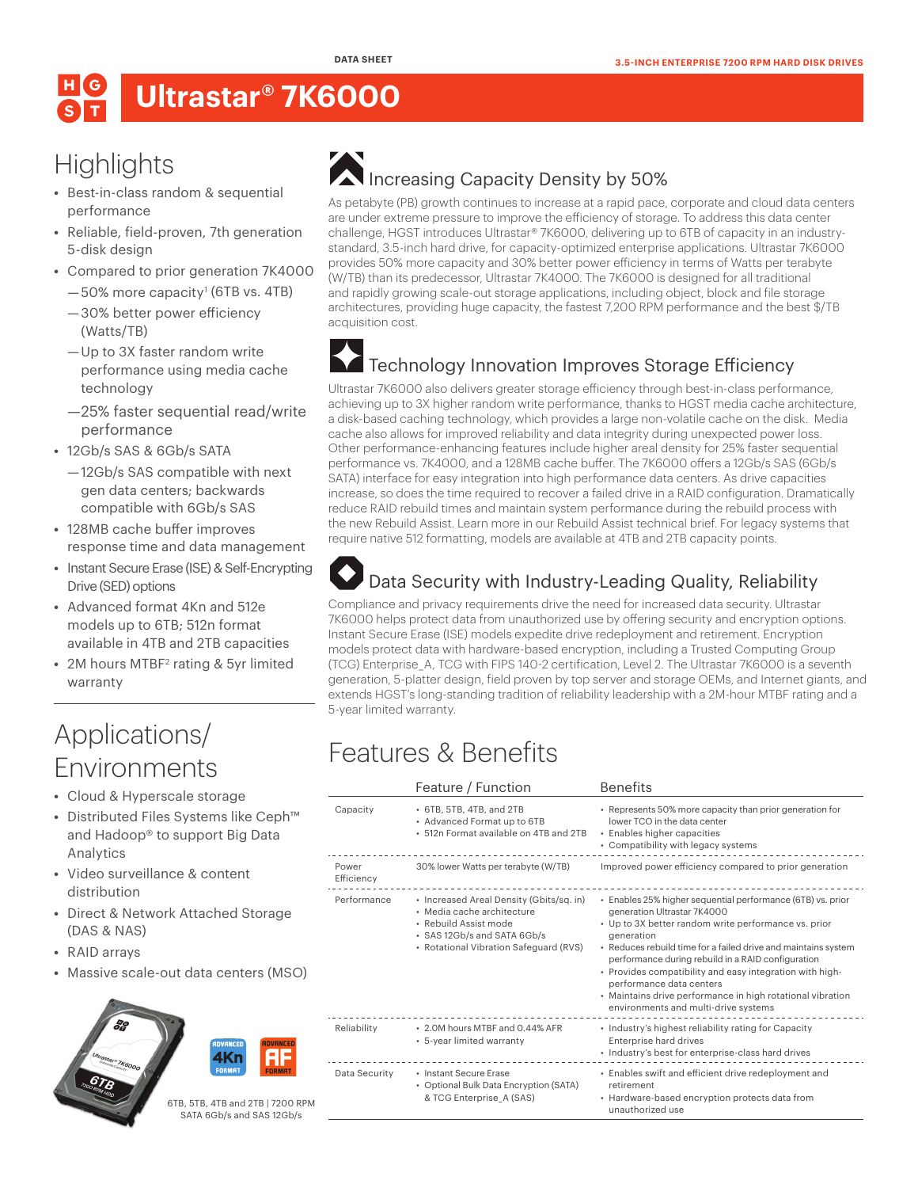DATA SHEET

3.5-INCH ENTERPRISE 7200 RPM HARD DISK DRIVES

# Ultrastar® 7K6000

## Highlights

- Best-in-class random & sequential performance
- Reliable, field-proven, 7th generation 5-disk design
- Compared to prior generation 7K4000
  - —50% more capacity[1] (6TB vs. 4TB)
  - —30% better power efficiency (Watts/TB)
  - —Up to 3X faster random write performance using media cache technology
  - —25% faster sequential read/write performance
- 12Gb/s SAS & 6Gb/s SATA
  - —12Gb/s SAS compatible with next gen data centers; backwards compatible with 6Gb/s SAS
- 128MB cache buffer improves response time and data management
- Instant Secure Erase (ISE) & Self-Encrypting Drive (SED) options
- Advanced format 4Kn and 512e models up to 6TB; 512n format available in 4TB and 2TB capacities
- 2M hours MTBF[2] rating & 5yr limited warranty

## Applications/ Environments

- Cloud & Hyperscale storage
- Distributed Files Systems like Ceph™ and Hadoop® to support Big Data Analytics
- Video surveillance & content distribution
- Direct & Network Attached Storage (DAS & NAS)
- RAID arrays
- Massive scale-out data centers (MSO)

6TB, 5TB, 4TB and 2TB | 7200 RPM SATA 6Gb/s and SAS 12Gb/s

## Increasing Capacity Density by 50%

As petabyte (PB) growth continues to increase at a rapid pace, corporate and cloud data centers are under extreme pressure to improve the efficiency of storage. To address this data center challenge, HGST introduces Ultrastar® 7K6000, delivering up to 6TB of capacity in an industry-standard, 3.5-inch hard drive, for capacity-optimized enterprise applications. Ultrastar 7K6000 provides 50% more capacity and 30% better power efficiency in terms of Watts per terabyte (W/TB) than its predecessor, Ultrastar 7K4000. The 7K6000 is designed for all traditional and rapidly growing scale-out storage applications, including object, block and file storage architectures, providing huge capacity, the fastest 7,200 RPM performance and the best $/TB acquisition cost.

## Technology Innovation Improves Storage Efficiency

Ultrastar 7K6000 also delivers greater storage efficiency through best-in-class performance, achieving up to 3X higher random write performance, thanks to HGST media cache architecture, a disk-based caching technology, which provides a large non-volatile cache on the disk. Media cache also allows for improved reliability and data integrity during unexpected power loss. Other performance-enhancing features include higher areal density for 25% faster sequential performance vs. 7K4000, and a 128MB cache buffer. The 7K6000 offers a 12Gb/s SAS (6Gb/s SATA) interface for easy integration into high performance data centers. As drive capacities increase, so does the time required to recover a failed drive in a RAID configuration. Dramatically reduce RAID rebuild times and maintain system performance during the rebuild process with the new Rebuild Assist. Learn more in our Rebuild Assist technical brief. For legacy systems that require native 512 formatting, models are available at 4TB and 2TB capacity points.

## Data Security with Industry-Leading Quality, Reliability

Compliance and privacy requirements drive the need for increased data security. Ultrastar 7K6000 helps protect data from unauthorized use by offering security and encryption options. Instant Secure Erase (ISE) models expedite drive redeployment and retirement. Encryption models protect data with hardware-based encryption, including a Trusted Computing Group (TCG) Enterprise_A, TCG with FIPS 140-2 certification, Level 2. The Ultrastar 7K6000 is a seventh generation, 5-platter design, field proven by top server and storage OEMs, and Internet giants, and extends HGST's long-standing tradition of reliability leadership with a 2M-hour MTBF rating and a 5-year limited warranty.

## Features & Benefits

| | Feature / Function | Benefits |
|---|---|---|
| Capacity | • 6TB, 5TB, 4TB, and 2TB<br>• Advanced Format up to 6TB<br>• 512n Format available on 4TB and 2TB | • Represents 50% more capacity than prior generation for lower TCO in the data center<br>• Enables higher capacities<br>• Compatibility with legacy systems |
| Power Efficiency | 30% lower Watts per terabyte (W/TB) | Improved power efficiency compared to prior generation |
| Performance | • Increased Areal Density (Gbits/sq. in)<br>• Media cache architecture<br>• Rebuild Assist mode<br>• SAS 12Gb/s and SATA 6Gb/s<br>• Rotational Vibration Safeguard (RVS) | • Enables 25% higher sequential performance (6TB) vs. prior generation Ultrastar 7K4000<br>• Up to 3X better random write performance vs. prior generation<br>• Reduces rebuild time for a failed drive and maintains system performance during rebuild in a RAID configuration<br>• Provides compatibility and easy integration with high-performance data centers<br>• Maintains drive performance in high rotational vibration environments and multi-drive systems |
| Reliability | • 2.0M hours MTBF and 0.44% AFR<br>• 5-year limited warranty | • Industry's highest reliability rating for Capacity Enterprise hard drives<br>• Industry's best for enterprise-class hard drives |
| Data Security | • Instant Secure Erase<br>• Optional Bulk Data Encryption (SATA) & TCG Enterprise_A (SAS) | • Enables swift and efficient drive redeployment and retirement<br>• Hardware-based encryption protects data from unauthorized use |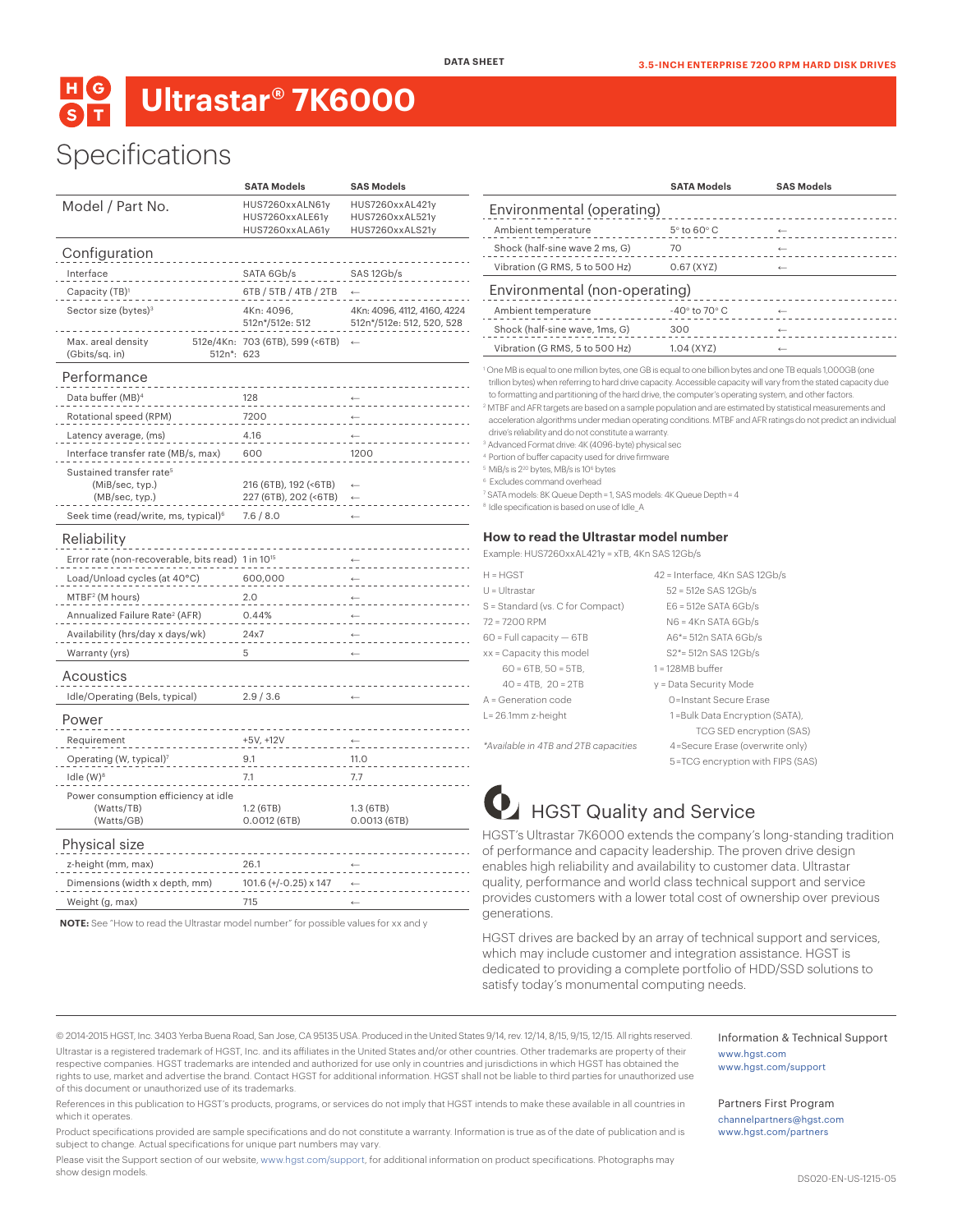DATA SHEET

3.5-INCH ENTERPRISE 7200 RPM HARD DISK DRIVES

# Ultrastar® 7K6000

## Specifications

| | | SATA Models | SAS Models |
|---|---|---|---|
| **Model / Part No.** | | HUS7260xxALN61y<br>HUS7260xxALE61y<br>HUS7260xxALA61y | HUS7260xxAL421y<br>HUS7260xxAL521y<br>HUS7260xxALS21y |
| **Configuration** | | | |
| Interface | | SATA 6Gb/s | SAS 12Gb/s |
| Capacity (TB)[1] | | 6TB / 5TB / 4TB / 2TB | ← |
| Sector size (bytes)[3] | | 4Kn: 4096,<br>512n*/512e: 512 | 4Kn: 4096, 4112, 4160, 4224<br>512n*/512e: 512, 520, 528 |
| Max. areal density (Gbits/sq. in) | 512e/4Kn:<br>512n*: | 703 (6TB), 599 (<6TB)<br>623 | ← |
| **Performance** | | | |
| Data buffer (MB)[4] | | 128 | ← |
| Rotational speed (RPM) | | 7200 | ← |
| Latency average, (ms) | | 4.16 | ← |
| Interface transfer rate (MB/s, max) | | 600 | 1200 |
| Sustained transfer rate[5] (MiB/sec, typ.) (MB/sec, typ.) | | 216 (6TB), 192 (<6TB)<br>227 (6TB), 202 (<6TB) | ←<br>← |
| Seek time (read/write, ms, typical)[6] | | 7.6 / 8.0 | ← |
| **Reliability** | | | |
| Error rate (non-recoverable, bits read) | | 1 in $10^{15}$ | ← |
| Load/Unload cycles (at 40°C) | | 600,000 | ← |
| MTBF[2] (M hours) | | 2.0 | ← |
| Annualized Failure Rate[2] (AFR) | | 0.44% | ← |
| Availability (hrs/day x days/wk) | | 24x7 | ← |
| Warranty (yrs) | | 5 | ← |
| **Acoustics** | | | |
| Idle/Operating (Bels, typical) | | 2.9 / 3.6 | ← |
| **Power** | | | |
| Requirement | | +5V, +12V | ← |
| Operating (W, typical)[7] | | 9.1 | 11.0 |
| Idle (W)[8] | | 7.1 | 7.7 |
| Power consumption efficiency at idle (Watts/TB) (Watts/GB) | | 1.2 (6TB)<br>0.0012 (6TB) | 1.3 (6TB)<br>0.0013 (6TB) |
| **Physical size** | | | |
| z-height (mm, max) | | 26.1 | ← |
| Dimensions (width x depth, mm) | | 101.6 (+/-0.25) x 147 | ← |
| Weight (g, max) | | 715 | ← |

**NOTE:** See "How to read the Ultrastar model number" for possible values for xx and y

| | SATA Models | SAS Models |
|---|---|---|
| **Environmental (operating)** | | |
| Ambient temperature | 5° to 60° C | ← |
| Shock (half-sine wave 2 ms, G) | 70 | ← |
| Vibration (G RMS, 5 to 500 Hz) | 0.67 (XYZ) | ← |
| **Environmental (non-operating)** | | |
| Ambient temperature | -40° to 70° C | ← |
| Shock (half-sine wave, 1ms, G) | 300 | ← |
| Vibration (G RMS, 5 to 500 Hz) | 1.04 (XYZ) | ← |

[1] One MB is equal to one million bytes, one GB is equal to one billion bytes and one TB equals 1,000GB (one trillion bytes) when referring to hard drive capacity. Accessible capacity will vary from the stated capacity due to formatting and partitioning of the hard drive, the computer's operating system, and other factors.
[2] MTBF and AFR targets are based on a sample population and are estimated by statistical measurements and acceleration algorithms under median operating conditions. MTBF and AFR ratings do not predict an individual drive's reliability and do not constitute a warranty.
[3] Advanced Format drive: 4K (4096-byte) physical sec
[4] Portion of buffer capacity used for drive firmware
[5] MiB/s is $2^{20}$ bytes, MB/s is $10^6$ bytes
[6] Excludes command overhead
[7] SATA models: 8K Queue Depth = 1, SAS models: 4K Queue Depth = 4
[8] Idle specification is based on use of Idle_A

### How to read the Ultrastar model number

Example: HUS7260xxAL421y = xTB, 4Kn SAS 12Gb/s

H = HGST
U = Ultrastar
S = Standard (vs. C for Compact)
72 = 7200 RPM
60 = Full capacity — 6TB
xx = Capacity this model
- 60 = 6TB, 50 = 5TB,
- 40 = 4TB, 20 = 2TB

A = Generation code
L = 26.1mm z-height

*Available in 4TB and 2TB capacities*

42 = Interface, 4Kn SAS 12Gb/s
- 52 = 512e SAS 12Gb/s
- E6 = 512e SATA 6Gb/s
- N6 = 4Kn SATA 6Gb/s
- A6* = 512n SATA 6Gb/s
- S2* = 512n SAS 12Gb/s

1 = 128MB buffer
y = Data Security Mode
- 0 = Instant Secure Erase
- 1 = Bulk Data Encryption (SATA), TCG SED encryption (SAS)
- 4 = Secure Erase (overwrite only)
- 5 = TCG encryption with FIPS (SAS)

## HGST Quality and Service

HGST's Ultrastar 7K6000 extends the company's long-standing tradition of performance and capacity leadership. The proven drive design enables high reliability and availability to customer data. Ultrastar quality, performance and world class technical support and service provides customers with a lower total cost of ownership over previous generations.

HGST drives are backed by an array of technical support and services, which may include customer and integration assistance. HGST is dedicated to providing a complete portfolio of HDD/SSD solutions to satisfy today's monumental computing needs.

© 2014-2015 HGST, Inc. 3403 Yerba Buena Road, San Jose, CA 95135 USA. Produced in the United States 9/14, rev. 12/14, 8/15, 9/15, 12/15. All rights reserved.

Ultrastar is a registered trademark of HGST, Inc. and its affiliates in the United States and/or other countries. Other trademarks are property of their respective companies. HGST trademarks are intended and authorized for use only in countries and jurisdictions in which HGST has obtained the rights to use, market and advertise the brand. Contact HGST for additional information. HGST shall not be liable to third parties for unauthorized use of this document or unauthorized use of its trademarks.

References in this publication to HGST's products, programs, or services do not imply that HGST intends to make these available in all countries in which it operates.

Product specifications provided are sample specifications and do not constitute a warranty. Information is true as of the date of publication and is subject to change. Actual specifications for unique part numbers may vary.

Please visit the Support section of our website, www.hgst.com/support, for additional information on product specifications. Photographs may show design models.

Information & Technical Support
www.hgst.com
www.hgst.com/support

Partners First Program
channelpartners@hgst.com
www.hgst.com/partners

DS020-EN-US-1215-05